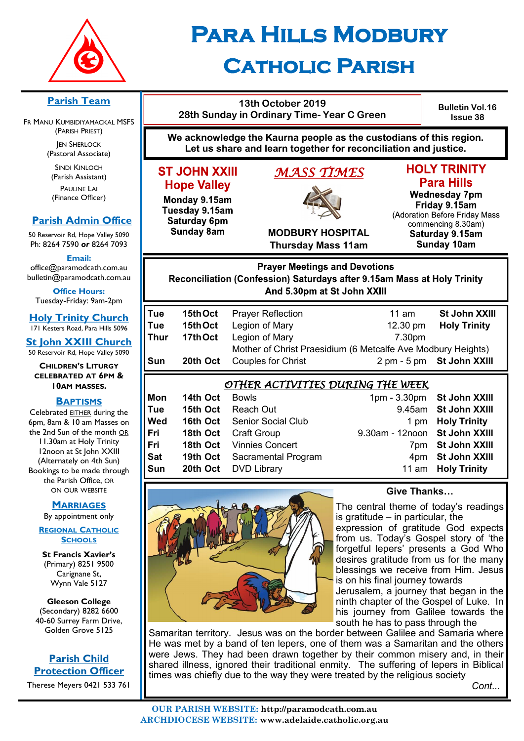# Para Hills Modbury Catholic Parish

## Parish Team

Fr Manu Kumbidiyamackal MSFS (Parish Priest)

Jen Sherlock (Pastoral Associate)

Sindi Kinloch (Parish Assistant)

Pauline Lai (Finance Officer)

## Parish Admin Office

50 Reservoir Rd, Hope Valley 5090
Ph: 8264 7590 **or** 8264 7093

**Email:**
office@paramodcath.com.au
bulletin@paramodcath.com.au

**Office Hours:**
Tuesday-Friday: 9am-2pm

## Holy Trinity Church

171 Kesters Road, Para Hills 5096

## St John XXIII Church

50 Reservoir Rd, Hope Valley 5090

**Children's Liturgy celebrated at 6pm & 10am Masses.**

## Baptisms

Celebrated EITHER during the 6pm, 8am & 10 am Masses on the 2nd Sun of the month OR 11.30am at Holy Trinity 12noon at St John XXIII (Alternately on 4th Sun) Bookings to be made through the Parish Office, OR ON OUR WEBSITE

## Marriages

By appointment only

## Regional Catholic Schools

**St Francis Xavier's**
(Primary) 8251 9500
Carignane St,
Wynn Vale 5127

**Gleeson College**
(Secondary) 8282 6600
40-60 Surrey Farm Drive,
Golden Grove 5125

## Parish Child Protection Officer

Therese Meyers 0421 533 761

---

**13th October 2019**
**28th Sunday in Ordinary Time- Year C Green**

**Bulletin Vol.16 Issue 38**

**We acknowledge the Kaurna people as the custodians of this region. Let us share and learn together for reconciliation and justice.**

## *MASS TIMES*

**ST JOHN XXIII Hope Valley**
**Monday 9.15am**
**Tuesday 9.15am**
**Saturday 6pm**
**Sunday 8am**

**MODBURY HOSPITAL**
**Thursday Mass 11am**

**HOLY TRINITY Para Hills**
**Wednesday 7pm**
**Friday 9.15am**
(Adoration Before Friday Mass commencing 8.30am)
**Saturday 9.15am**
**Sunday 10am**

### Prayer Meetings and Devotions

**Reconciliation (Confession) Saturdays after 9.15am Mass at Holy Trinity And 5.30pm at St John XXIII**

| | | | | |
|---|---|---|---|---|
| **Tue** | **15th Oct** | Prayer Reflection | 11 am | **St John XXIII** |
| **Tue** | **15th Oct** | Legion of Mary | 12.30 pm | **Holy Trinity** |
| **Thur** | **17th Oct** | Legion of Mary | 7.30pm | |
| | | Mother of Christ Praesidium (6 Metcalfe Ave Modbury Heights) | | |
| **Sun** | **20th Oct** | Couples for Christ | 2 pm - 5 pm | **St John XXIII** |

### *OTHER ACTIVITIES DURING THE WEEK*

| | | | | |
|---|---|---|---|---|
| **Mon** | **14th Oct** | Bowls | 1pm - 3.30pm | **St John XXIII** |
| **Tue** | **15th Oct** | Reach Out | 9.45am | **St John XXIII** |
| **Wed** | **16th Oct** | Senior Social Club | 1 pm | **Holy Trinity** |
| **Fri** | **18th Oct** | Craft Group | 9.30am - 12noon | **St John XXIII** |
| **Fri** | **18th Oct** | Vinnies Concert | 7pm | **St John XXIII** |
| **Sat** | **19th Oct** | Sacramental Program | 4pm | **St John XXIII** |
| **Sun** | **20th Oct** | DVD Library | 11 am | **Holy Trinity** |

### Give Thanks…

The central theme of today's readings is gratitude – in particular, the expression of gratitude God expects from us. Today's Gospel story of 'the forgetful lepers' presents a God Who desires gratitude from us for the many blessings we receive from Him. Jesus is on his final journey towards Jerusalem, a journey that began in the ninth chapter of the Gospel of Luke. In his journey from Galilee towards the south he has to pass through the Samaritan territory. Jesus was on the border between Galilee and Samaria where He was met by a band of ten lepers, one of them was a Samaritan and the others were Jews. They had been drawn together by their common misery and, in their shared illness, ignored their traditional enmity. The suffering of lepers in Biblical times was chiefly due to the way they were treated by the religious society

*Cont...*

**OUR PARISH WEBSITE: http://paramodcath.com.au**
**ARCHDIOCESE WEBSITE: www.adelaide.catholic.org.au**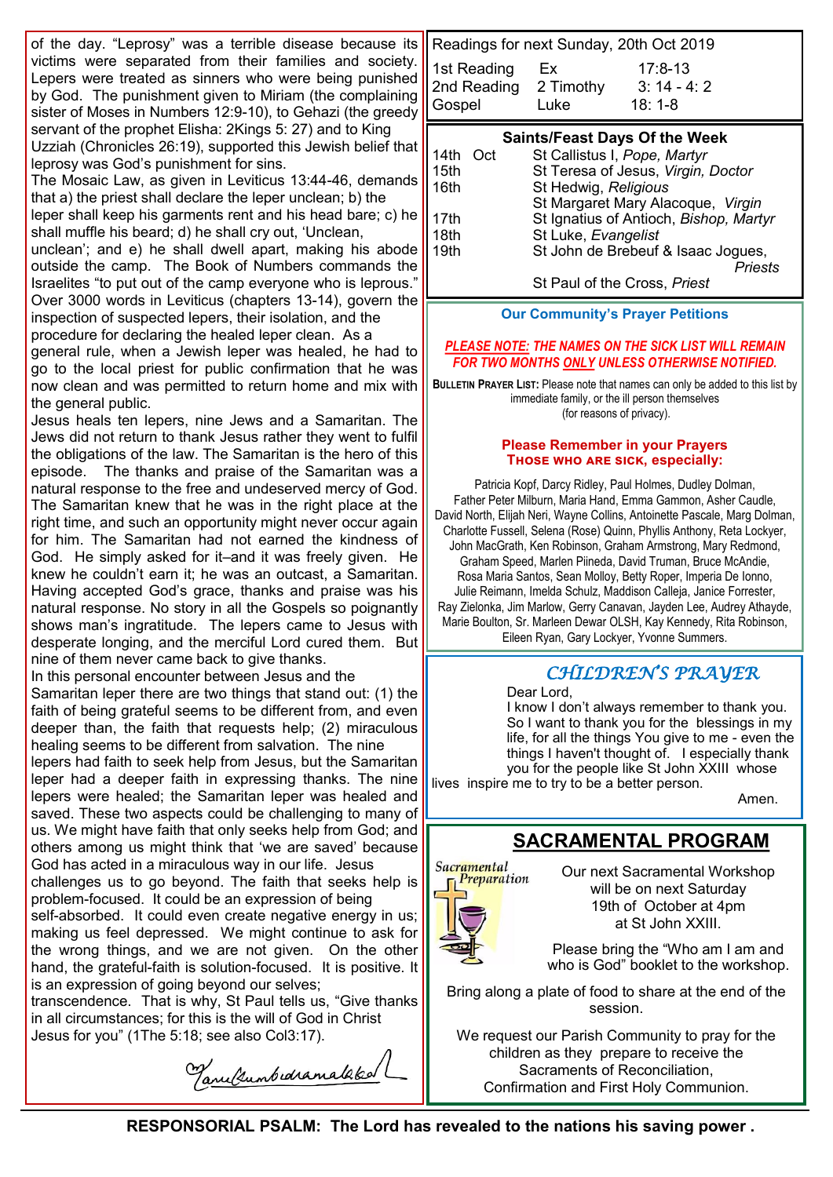of the day. "Leprosy" was a terrible disease because its victims were separated from their families and society. Lepers were treated as sinners who were being punished by God. The punishment given to Miriam (the complaining sister of Moses in Numbers 12:9-10), to Gehazi (the greedy servant of the prophet Elisha: 2Kings 5: 27) and to King Uzziah (Chronicles 26:19), supported this Jewish belief that leprosy was God's punishment for sins.

The Mosaic Law, as given in Leviticus 13:44-46, demands that a) the priest shall declare the leper unclean; b) the leper shall keep his garments rent and his head bare; c) he shall muffle his beard; d) he shall cry out, 'Unclean, unclean'; and e) he shall dwell apart, making his abode outside the camp. The Book of Numbers commands the Israelites "to put out of the camp everyone who is leprous." Over 3000 words in Leviticus (chapters 13-14), govern the inspection of suspected lepers, their isolation, and the procedure for declaring the healed leper clean. As a general rule, when a Jewish leper was healed, he had to go to the local priest for public confirmation that he was now clean and was permitted to return home and mix with the general public.

Jesus heals ten lepers, nine Jews and a Samaritan. The Jews did not return to thank Jesus rather they went to fulfil the obligations of the law. The Samaritan is the hero of this episode. The thanks and praise of the Samaritan was a natural response to the free and undeserved mercy of God. The Samaritan knew that he was in the right place at the right time, and such an opportunity might never occur again for him. The Samaritan had not earned the kindness of God. He simply asked for it–and it was freely given. He knew he couldn't earn it; he was an outcast, a Samaritan. Having accepted God's grace, thanks and praise was his natural response. No story in all the Gospels so poignantly shows man's ingratitude. The lepers came to Jesus with desperate longing, and the merciful Lord cured them. But nine of them never came back to give thanks.

In this personal encounter between Jesus and the Samaritan leper there are two things that stand out: (1) the faith of being grateful seems to be different from, and even deeper than, the faith that requests help; (2) miraculous healing seems to be different from salvation. The nine lepers had faith to seek help from Jesus, but the Samaritan leper had a deeper faith in expressing thanks. The nine lepers were healed; the Samaritan leper was healed and saved. These two aspects could be challenging to many of us. We might have faith that only seeks help from God; and others among us might think that 'we are saved' because God has acted in a miraculous way in our life. Jesus challenges us to go beyond. The faith that seeks help is problem-focused. It could be an expression of being self-absorbed. It could even create negative energy in us; making us feel depressed. We might continue to ask for the wrong things, and we are not given. On the other hand, the grateful-faith is solution-focused. It is positive. It is an expression of going beyond our selves; transcendence. That is why, St Paul tells us, "Give thanks in all circumstances; for this is the will of God in Christ Jesus for you" (1The 5:18; see also Col3:17).

*[signature]*

Readings for next Sunday, 20th Oct 2019

| | | |
|---|---|---|
| 1st Reading | Ex | 17:8-13 |
| 2nd Reading | 2 Timothy | 3: 14 - 4: 2 |
| Gospel | Luke | 18: 1-8 |

**Saints/Feast Days Of the Week**

| | |
|---|---|
| 14th Oct | St Callistus I, *Pope, Martyr* |
| 15th | St Teresa of Jesus, *Virgin, Doctor* |
| 16th | St Hedwig, *Religious* |
| | St Margaret Mary Alacoque, *Virgin* |
| 17th | St Ignatius of Antioch, *Bishop, Martyr* |
| 18th | St Luke, *Evangelist* |
| 19th | St John de Brebeuf & Isaac Jogues, *Priests* |
| | St Paul of the Cross, *Priest* |

**Our Community's Prayer Petitions**

***PLEASE NOTE: THE NAMES ON THE SICK LIST WILL REMAIN FOR TWO MONTHS ONLY UNLESS OTHERWISE NOTIFIED.***

**BULLETIN PRAYER LIST:** Please note that names can only be added to this list by immediate family, or the ill person themselves (for reasons of privacy).

**Please Remember in your Prayers**
**THOSE WHO ARE SICK, especially:**

Patricia Kopf, Darcy Ridley, Paul Holmes, Dudley Dolman, Father Peter Milburn, Maria Hand, Emma Gammon, Asher Caudle, David North, Elijah Neri, Wayne Collins, Antoinette Pascale, Marg Dolman, Charlotte Fussell, Selena (Rose) Quinn, Phyllis Anthony, Reta Lockyer, John MacGrath, Ken Robinson, Graham Armstrong, Mary Redmond, Graham Speed, Marlen Piineda, David Truman, Bruce McAndie, Rosa Maria Santos, Sean Molloy, Betty Roper, Imperia De Ionno, Julie Reimann, Imelda Schulz, Maddison Calleja, Janice Forrester, Ray Zielonka, Jim Marlow, Gerry Canavan, Jayden Lee, Audrey Athayde, Marie Boulton, Sr. Marleen Dewar OLSH, Kay Kennedy, Rita Robinson, Eileen Ryan, Gary Lockyer, Yvonne Summers.

## *CHILDREN'S PRAYER*

Dear Lord,
I know I don't always remember to thank you. So I want to thank you for the blessings in my life, for all the things You give to me - even the things I haven't thought of. I especially thank you for the people like St John XXIII whose lives inspire me to try to be a better person.

Amen.

## SACRAMENTAL PROGRAM

Sacramental Preparation

Our next Sacramental Workshop will be on next Saturday 19th of October at 4pm at St John XXIII.

Please bring the "Who am I am and who is God" booklet to the workshop.

Bring along a plate of food to share at the end of the session.

We request our Parish Community to pray for the children as they prepare to receive the Sacraments of Reconciliation, Confirmation and First Holy Communion.

**RESPONSORIAL PSALM: The Lord has revealed to the nations his saving power .**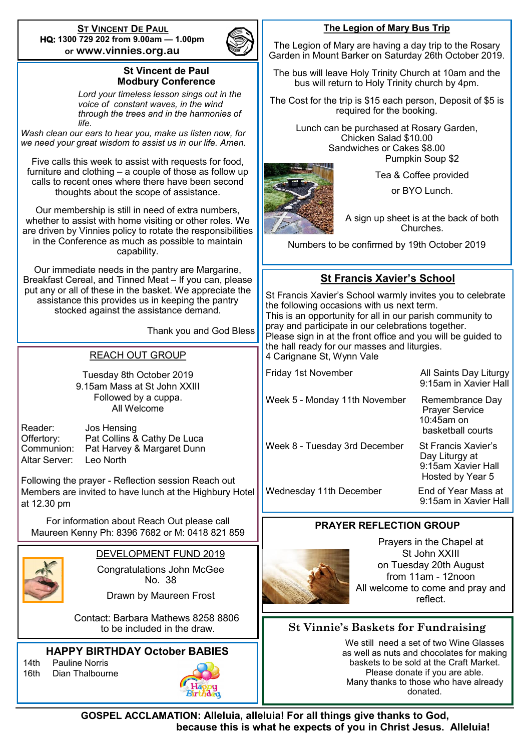## St Vincent De Paul

**HQ: 1300 729 202 from 9.00am — 1.00pm**
**or www.vinnies.org.au**

### St Vincent de Paul Modbury Conference

*Lord your timeless lesson sings out in the voice of constant waves, in the wind through the trees and in the harmonies of life.*
*Wash clean our ears to hear you, make us listen now, for we need your great wisdom to assist us in our life. Amen.*

Five calls this week to assist with requests for food, furniture and clothing – a couple of those as follow up calls to recent ones where there have been second thoughts about the scope of assistance.

Our membership is still in need of extra numbers, whether to assist with home visiting or other roles. We are driven by Vinnies policy to rotate the responsibilities in the Conference as much as possible to maintain capability.

Our immediate needs in the pantry are Margarine, Breakfast Cereal, and Tinned Meat – If you can, please put any or all of these in the basket. We appreciate the assistance this provides us in keeping the pantry stocked against the assistance demand.

Thank you and God Bless

### REACH OUT GROUP

Tuesday 8th October 2019
9.15am Mass at St John XXIII
Followed by a cuppa.
All Welcome

| | |
|---|---|
| Reader: | Jos Hensing |
| Offertory: | Pat Collins & Cathy De Luca |
| Communion: | Pat Harvey & Margaret Dunn |
| Altar Server: | Leo North |

Following the prayer - Reflection session Reach out Members are invited to have lunch at the Highbury Hotel at 12.30 pm

For information about Reach Out please call Maureen Kenny Ph: 8396 7682 or M: 0418 821 859

### DEVELOPMENT FUND 2019

Congratulations John McGee
No. 38

Drawn by Maureen Frost

Contact: Barbara Mathews 8258 8806 to be included in the draw.

### HAPPY BIRTHDAY October BABIES

14th Pauline Norris
16th Dian Thalbourne

### The Legion of Mary Bus Trip

The Legion of Mary are having a day trip to the Rosary Garden in Mount Barker on Saturday 26th October 2019.

The bus will leave Holy Trinity Church at 10am and the bus will return to Holy Trinity church by 4pm.

The Cost for the trip is $15 each person, Deposit of $5 is required for the booking.

Lunch can be purchased at Rosary Garden,
Chicken Salad $10.00
Sandwiches or Cakes $8.00
Pumpkin Soup $2

Tea & Coffee provided

or BYO Lunch.

A sign up sheet is at the back of both Churches.

Numbers to be confirmed by 19th October 2019

### St Francis Xavier's School

St Francis Xavier's School warmly invites you to celebrate the following occasions with us next term.
This is an opportunity for all in our parish community to pray and participate in our celebrations together.
Please sign in at the front office and you will be guided to the hall ready for our masses and liturgies.
4 Carignane St, Wynn Vale

| | |
|---|---|
| Friday 1st November | All Saints Day Liturgy 9:15am in Xavier Hall |
| Week 5 - Monday 11th November | Remembrance Day Prayer Service 10:45am on basketball courts |
| Week 8 - Tuesday 3rd December | St Francis Xavier's Day Liturgy at 9:15am Xavier Hall Hosted by Year 5 |
| Wednesday 11th December | End of Year Mass at 9:15am in Xavier Hall |

### PRAYER REFLECTION GROUP

Prayers in the Chapel at St John XXIII
on Tuesday 20th August
from 11am - 12noon
All welcome to come and pray and reflect.

### St Vinnie's Baskets for Fundraising

We still need a set of two Wine Glasses as well as nuts and chocolates for making baskets to be sold at the Craft Market.
Please donate if you are able.
Many thanks to those who have already donated.

**GOSPEL ACCLAMATION: Alleluia, alleluia! For all things give thanks to God, because this is what he expects of you in Christ Jesus. Alleluia!**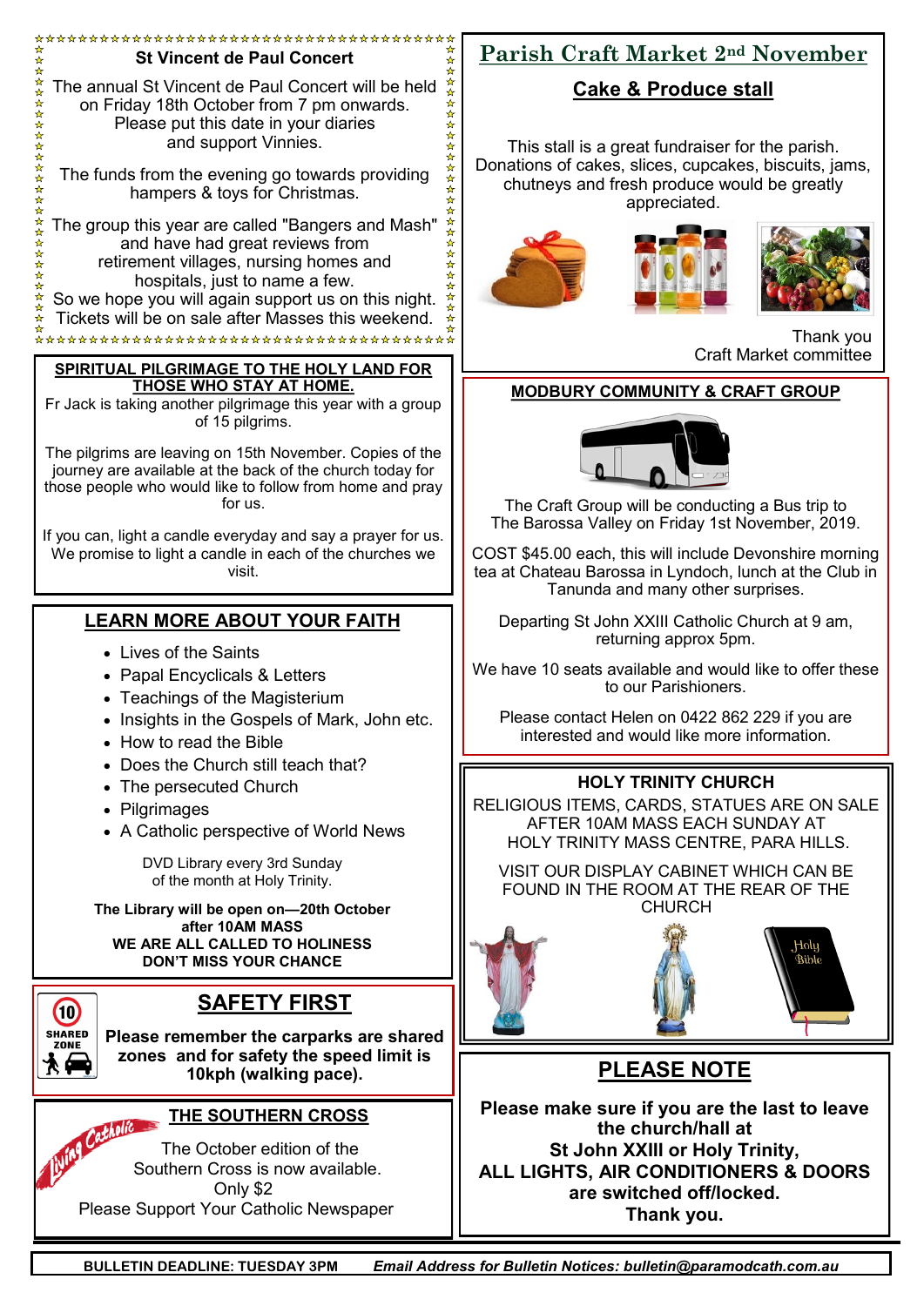## St Vincent de Paul Concert

The annual St Vincent de Paul Concert will be held on Friday 18th October from 7 pm onwards. Please put this date in your diaries and support Vinnies.

The funds from the evening go towards providing hampers & toys for Christmas.

The group this year are called "Bangers and Mash" and have had great reviews from retirement villages, nursing homes and hospitals, just to name a few. So we hope you will again support us on this night. Tickets will be on sale after Masses this weekend.

## SPIRITUAL PILGRIMAGE TO THE HOLY LAND FOR THOSE WHO STAY AT HOME.

Fr Jack is taking another pilgrimage this year with a group of 15 pilgrims.

The pilgrims are leaving on 15th November. Copies of the journey are available at the back of the church today for those people who would like to follow from home and pray for us.

If you can, light a candle everyday and say a prayer for us. We promise to light a candle in each of the churches we visit.

## LEARN MORE ABOUT YOUR FAITH

- Lives of the Saints
- Papal Encyclicals & Letters
- Teachings of the Magisterium
- Insights in the Gospels of Mark, John etc.
- How to read the Bible
- Does the Church still teach that?
- The persecuted Church
- Pilgrimages
- A Catholic perspective of World News

DVD Library every 3rd Sunday of the month at Holy Trinity.

**The Library will be open on—20th October after 10AM MASS**
**WE ARE ALL CALLED TO HOLINESS**
**DON'T MISS YOUR CHANCE**

## SAFETY FIRST

10 SHARED ZONE

**Please remember the carparks are shared zones and for safety the speed limit is 10kph (walking pace).**

## THE SOUTHERN CROSS

Living Catholic

The October edition of the Southern Cross is now available.
Only $2
Please Support Your Catholic Newspaper

## Parish Craft Market 2nd November

### Cake & Produce stall

This stall is a great fundraiser for the parish. Donations of cakes, slices, cupcakes, biscuits, jams, chutneys and fresh produce would be greatly appreciated.

Thank you
Craft Market committee

## MODBURY COMMUNITY & CRAFT GROUP

The Craft Group will be conducting a Bus trip to The Barossa Valley on Friday 1st November, 2019.

COST $45.00 each, this will include Devonshire morning tea at Chateau Barossa in Lyndoch, lunch at the Club in Tanunda and many other surprises.

Departing St John XXIII Catholic Church at 9 am, returning approx 5pm.

We have 10 seats available and would like to offer these to our Parishioners.

Please contact Helen on 0422 862 229 if you are interested and would like more information.

## HOLY TRINITY CHURCH

RELIGIOUS ITEMS, CARDS, STATUES ARE ON SALE AFTER 10AM MASS EACH SUNDAY AT HOLY TRINITY MASS CENTRE, PARA HILLS.

VISIT OUR DISPLAY CABINET WHICH CAN BE FOUND IN THE ROOM AT THE REAR OF THE CHURCH

## PLEASE NOTE

**Please make sure if you are the last to leave the church/hall at St John XXIII or Holy Trinity, ALL LIGHTS, AIR CONDITIONERS & DOORS are switched off/locked. Thank you.**

**BULLETIN DEADLINE: TUESDAY 3PM** ***Email Address for Bulletin Notices: bulletin@paramodcath.com.au***